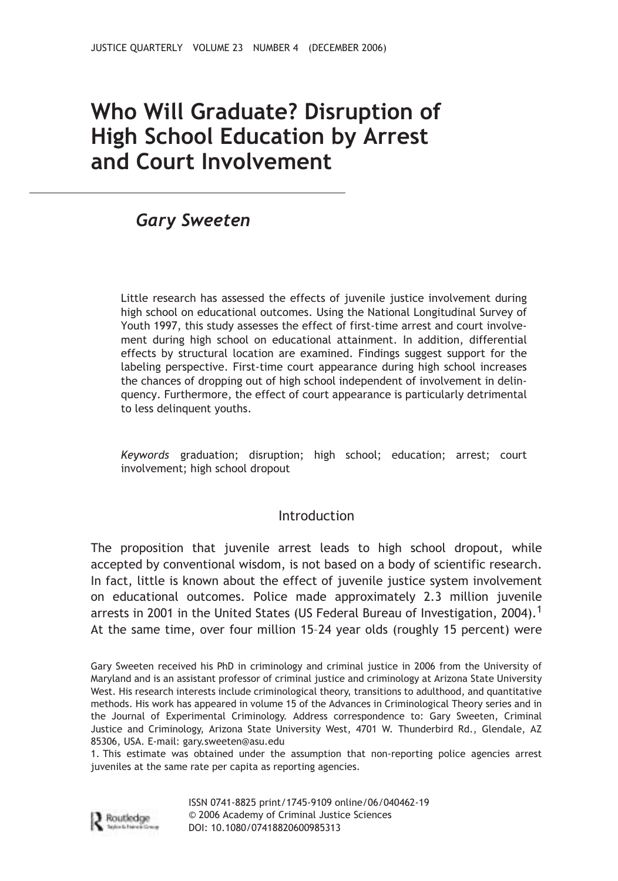# Who Will Graduate? Disruption of High School Education by Arrest and Court Involvement

*Gary Sweeten*

Little research has assessed the effects of juvenile justice involvement during high school on educational outcomes. Using the National Longitudinal Survey of Youth 1997, this study assesses the effect of first-time arrest and court involvement during high school on educational attainment. In addition, differential effects by structural location are examined. Findings suggest support for the labeling perspective. First-time court appearance during high school increases the chances of dropping out of high school independent of involvement in delinquency. Furthermore, the effect of court appearance is particularly detrimental to less delinquent youths.

*Keywords* graduation; disruption; high school; education; arrest; court involvement; high school dropout

## Introduction

The proposition that juvenile arrest leads to high school dropout, while accepted by conventional wisdom, is not based on a body of scientific research. In fact, little is known about the effect of juvenile justice system involvement on educational outcomes. Police made approximately 2.3 million juvenile arrests in 2001 in the United States (US Federal Bureau of Investigation, 2004).[1] At the same time, over four million 15–24 year olds (roughly 15 percent) were

Gary Sweeten received his PhD in criminology and criminal justice in 2006 from the University of Maryland and is an assistant professor of criminal justice and criminology at Arizona State University West. His research interests include criminological theory, transitions to adulthood, and quantitative methods. His work has appeared in volume 15 of the Advances in Criminological Theory series and in the Journal of Experimental Criminology. Address correspondence to: Gary Sweeten, Criminal Justice and Criminology, Arizona State University West, 4701 W. Thunderbird Rd., Glendale, AZ 85306, USA. E-mail: gary.sweeten@asu.edu

1. This estimate was obtained under the assumption that non-reporting police agencies arrest juveniles at the same rate per capita as reporting agencies.

ISSN 0741-8825 print/1745-9109 online/06/040462-19
© 2006 Academy of Criminal Justice Sciences
DOI: 10.1080/07418820600985313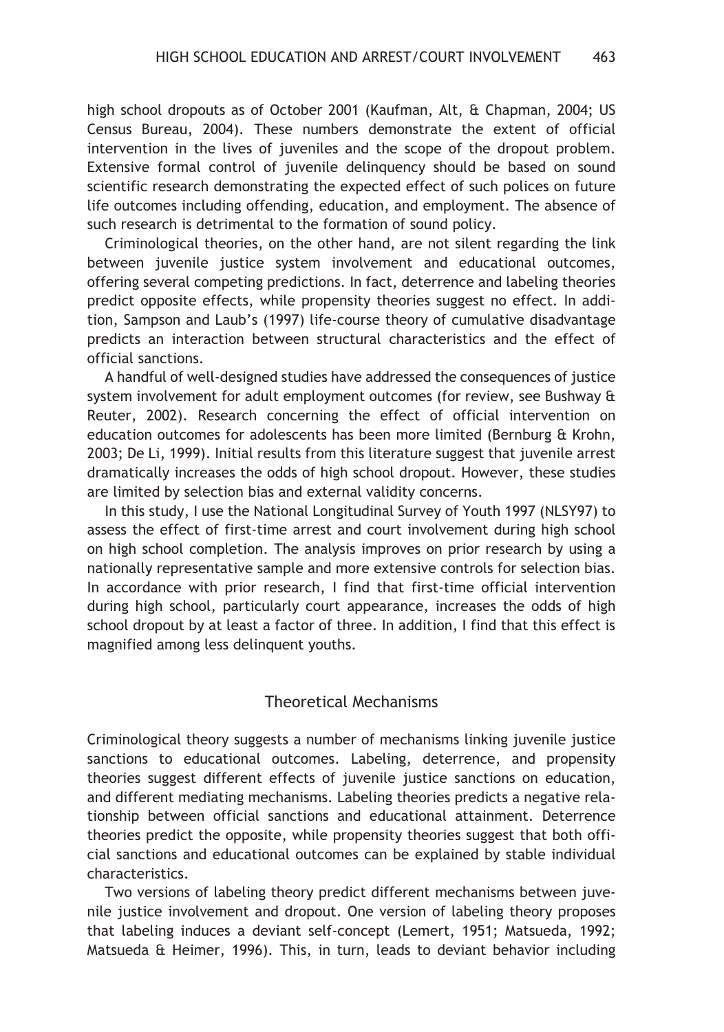high school dropouts as of October 2001 (Kaufman, Alt, & Chapman, 2004; US Census Bureau, 2004). These numbers demonstrate the extent of official intervention in the lives of juveniles and the scope of the dropout problem. Extensive formal control of juvenile delinquency should be based on sound scientific research demonstrating the expected effect of such polices on future life outcomes including offending, education, and employment. The absence of such research is detrimental to the formation of sound policy.

Criminological theories, on the other hand, are not silent regarding the link between juvenile justice system involvement and educational outcomes, offering several competing predictions. In fact, deterrence and labeling theories predict opposite effects, while propensity theories suggest no effect. In addition, Sampson and Laub's (1997) life-course theory of cumulative disadvantage predicts an interaction between structural characteristics and the effect of official sanctions.

A handful of well-designed studies have addressed the consequences of justice system involvement for adult employment outcomes (for review, see Bushway & Reuter, 2002). Research concerning the effect of official intervention on education outcomes for adolescents has been more limited (Bernburg & Krohn, 2003; De Li, 1999). Initial results from this literature suggest that juvenile arrest dramatically increases the odds of high school dropout. However, these studies are limited by selection bias and external validity concerns.

In this study, I use the National Longitudinal Survey of Youth 1997 (NLSY97) to assess the effect of first-time arrest and court involvement during high school on high school completion. The analysis improves on prior research by using a nationally representative sample and more extensive controls for selection bias. In accordance with prior research, I find that first-time official intervention during high school, particularly court appearance, increases the odds of high school dropout by at least a factor of three. In addition, I find that this effect is magnified among less delinquent youths.

## Theoretical Mechanisms

Criminological theory suggests a number of mechanisms linking juvenile justice sanctions to educational outcomes. Labeling, deterrence, and propensity theories suggest different effects of juvenile justice sanctions on education, and different mediating mechanisms. Labeling theories predicts a negative relationship between official sanctions and educational attainment. Deterrence theories predict the opposite, while propensity theories suggest that both official sanctions and educational outcomes can be explained by stable individual characteristics.

Two versions of labeling theory predict different mechanisms between juvenile justice involvement and dropout. One version of labeling theory proposes that labeling induces a deviant self-concept (Lemert, 1951; Matsueda, 1992; Matsueda & Heimer, 1996). This, in turn, leads to deviant behavior including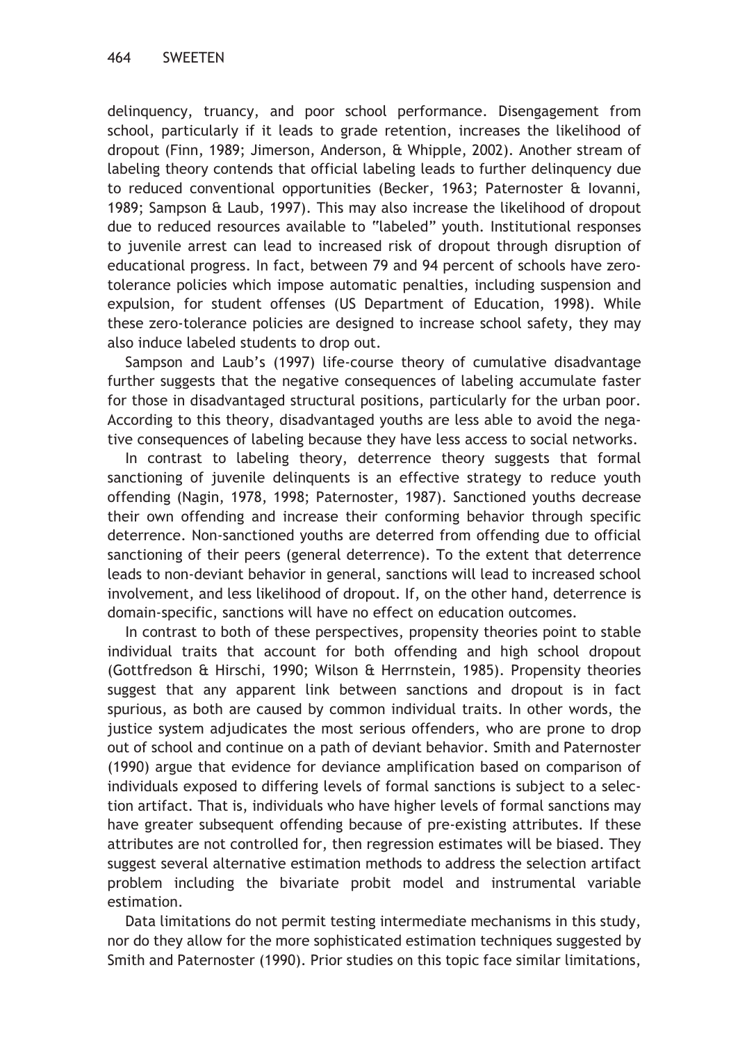delinquency, truancy, and poor school performance. Disengagement from school, particularly if it leads to grade retention, increases the likelihood of dropout (Finn, 1989; Jimerson, Anderson, & Whipple, 2002). Another stream of labeling theory contends that official labeling leads to further delinquency due to reduced conventional opportunities (Becker, 1963; Paternoster & Iovanni, 1989; Sampson & Laub, 1997). This may also increase the likelihood of dropout due to reduced resources available to "labeled" youth. Institutional responses to juvenile arrest can lead to increased risk of dropout through disruption of educational progress. In fact, between 79 and 94 percent of schools have zero-tolerance policies which impose automatic penalties, including suspension and expulsion, for student offenses (US Department of Education, 1998). While these zero-tolerance policies are designed to increase school safety, they may also induce labeled students to drop out.

Sampson and Laub's (1997) life-course theory of cumulative disadvantage further suggests that the negative consequences of labeling accumulate faster for those in disadvantaged structural positions, particularly for the urban poor. According to this theory, disadvantaged youths are less able to avoid the negative consequences of labeling because they have less access to social networks.

In contrast to labeling theory, deterrence theory suggests that formal sanctioning of juvenile delinquents is an effective strategy to reduce youth offending (Nagin, 1978, 1998; Paternoster, 1987). Sanctioned youths decrease their own offending and increase their conforming behavior through specific deterrence. Non-sanctioned youths are deterred from offending due to official sanctioning of their peers (general deterrence). To the extent that deterrence leads to non-deviant behavior in general, sanctions will lead to increased school involvement, and less likelihood of dropout. If, on the other hand, deterrence is domain-specific, sanctions will have no effect on education outcomes.

In contrast to both of these perspectives, propensity theories point to stable individual traits that account for both offending and high school dropout (Gottfredson & Hirschi, 1990; Wilson & Herrnstein, 1985). Propensity theories suggest that any apparent link between sanctions and dropout is in fact spurious, as both are caused by common individual traits. In other words, the justice system adjudicates the most serious offenders, who are prone to drop out of school and continue on a path of deviant behavior. Smith and Paternoster (1990) argue that evidence for deviance amplification based on comparison of individuals exposed to differing levels of formal sanctions is subject to a selection artifact. That is, individuals who have higher levels of formal sanctions may have greater subsequent offending because of pre-existing attributes. If these attributes are not controlled for, then regression estimates will be biased. They suggest several alternative estimation methods to address the selection artifact problem including the bivariate probit model and instrumental variable estimation.

Data limitations do not permit testing intermediate mechanisms in this study, nor do they allow for the more sophisticated estimation techniques suggested by Smith and Paternoster (1990). Prior studies on this topic face similar limitations,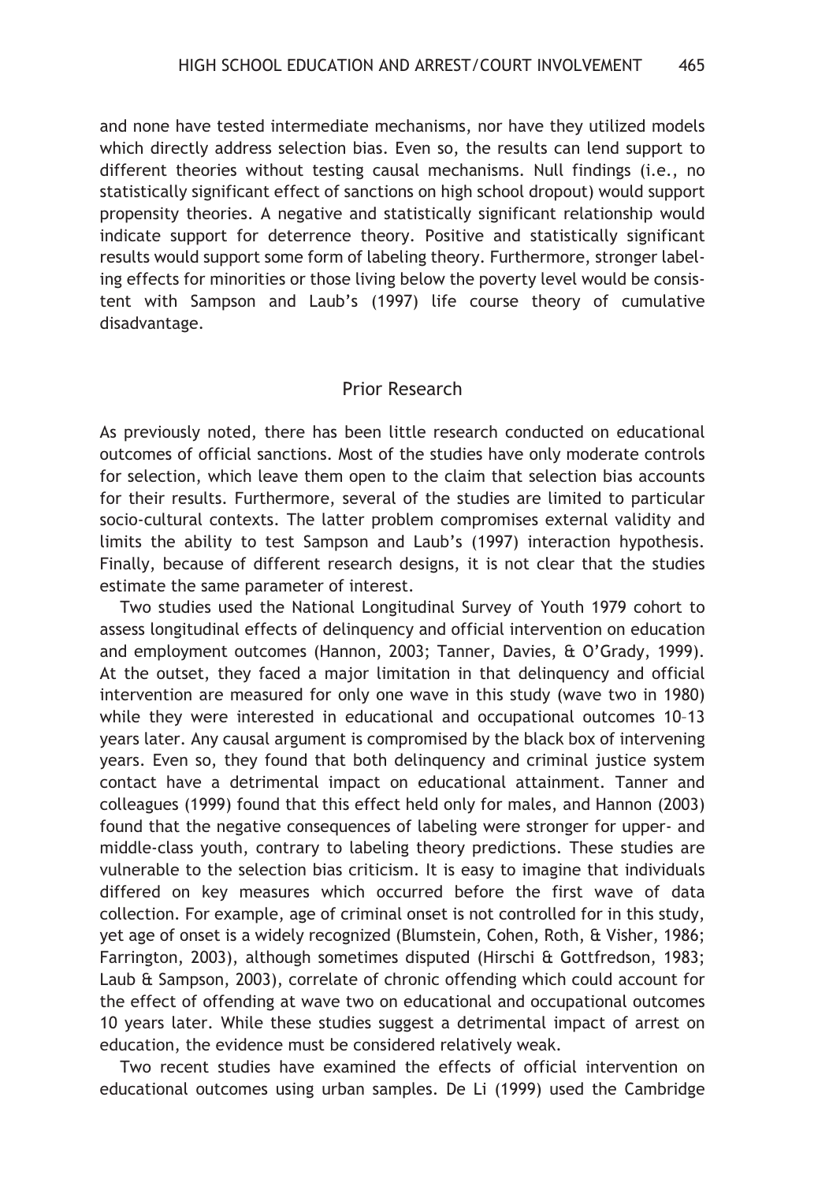and none have tested intermediate mechanisms, nor have they utilized models which directly address selection bias. Even so, the results can lend support to different theories without testing causal mechanisms. Null findings (i.e., no statistically significant effect of sanctions on high school dropout) would support propensity theories. A negative and statistically significant relationship would indicate support for deterrence theory. Positive and statistically significant results would support some form of labeling theory. Furthermore, stronger labeling effects for minorities or those living below the poverty level would be consistent with Sampson and Laub's (1997) life course theory of cumulative disadvantage.

## Prior Research

As previously noted, there has been little research conducted on educational outcomes of official sanctions. Most of the studies have only moderate controls for selection, which leave them open to the claim that selection bias accounts for their results. Furthermore, several of the studies are limited to particular socio-cultural contexts. The latter problem compromises external validity and limits the ability to test Sampson and Laub's (1997) interaction hypothesis. Finally, because of different research designs, it is not clear that the studies estimate the same parameter of interest.

Two studies used the National Longitudinal Survey of Youth 1979 cohort to assess longitudinal effects of delinquency and official intervention on education and employment outcomes (Hannon, 2003; Tanner, Davies, & O'Grady, 1999). At the outset, they faced a major limitation in that delinquency and official intervention are measured for only one wave in this study (wave two in 1980) while they were interested in educational and occupational outcomes 10–13 years later. Any causal argument is compromised by the black box of intervening years. Even so, they found that both delinquency and criminal justice system contact have a detrimental impact on educational attainment. Tanner and colleagues (1999) found that this effect held only for males, and Hannon (2003) found that the negative consequences of labeling were stronger for upper- and middle-class youth, contrary to labeling theory predictions. These studies are vulnerable to the selection bias criticism. It is easy to imagine that individuals differed on key measures which occurred before the first wave of data collection. For example, age of criminal onset is not controlled for in this study, yet age of onset is a widely recognized (Blumstein, Cohen, Roth, & Visher, 1986; Farrington, 2003), although sometimes disputed (Hirschi & Gottfredson, 1983; Laub & Sampson, 2003), correlate of chronic offending which could account for the effect of offending at wave two on educational and occupational outcomes 10 years later. While these studies suggest a detrimental impact of arrest on education, the evidence must be considered relatively weak.

Two recent studies have examined the effects of official intervention on educational outcomes using urban samples. De Li (1999) used the Cambridge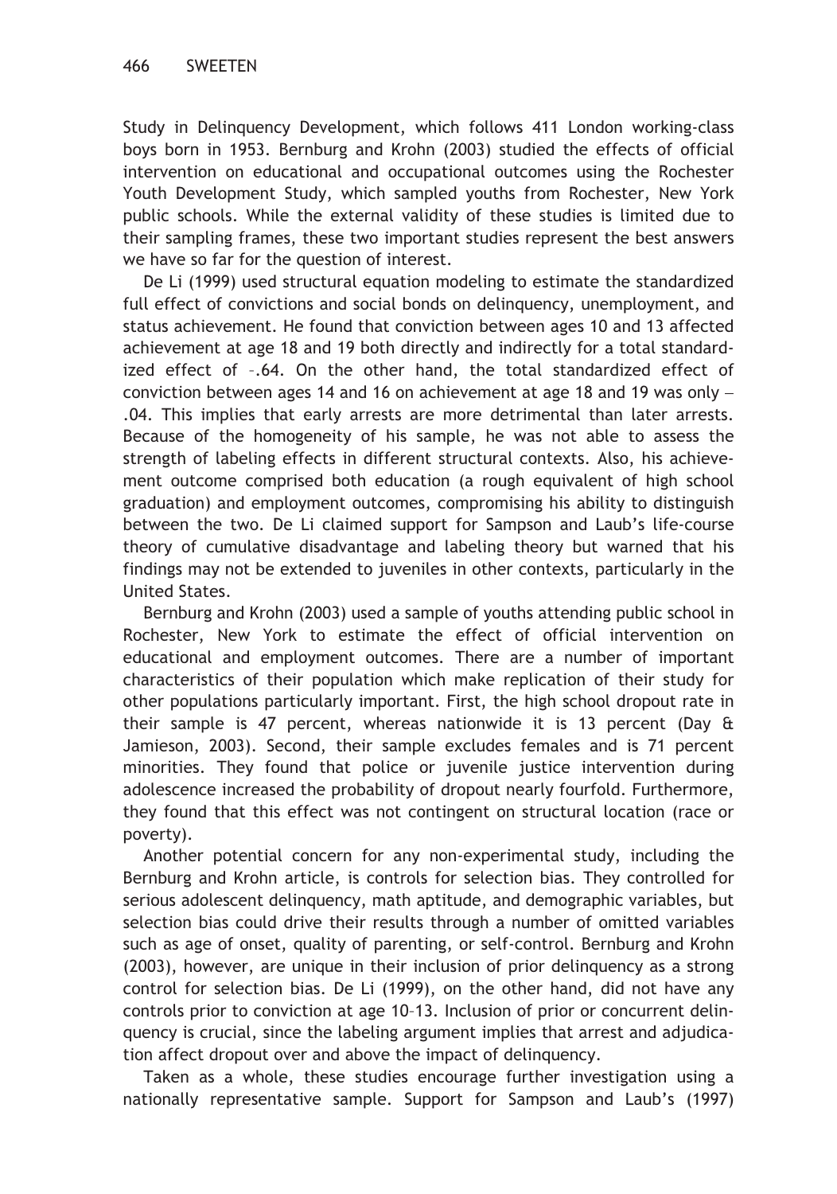Study in Delinquency Development, which follows 411 London working-class boys born in 1953. Bernburg and Krohn (2003) studied the effects of official intervention on educational and occupational outcomes using the Rochester Youth Development Study, which sampled youths from Rochester, New York public schools. While the external validity of these studies is limited due to their sampling frames, these two important studies represent the best answers we have so far for the question of interest.

De Li (1999) used structural equation modeling to estimate the standardized full effect of convictions and social bonds on delinquency, unemployment, and status achievement. He found that conviction between ages 10 and 13 affected achievement at age 18 and 19 both directly and indirectly for a total standardized effect of –.64. On the other hand, the total standardized effect of conviction between ages 14 and 16 on achievement at age 18 and 19 was only – .04. This implies that early arrests are more detrimental than later arrests. Because of the homogeneity of his sample, he was not able to assess the strength of labeling effects in different structural contexts. Also, his achievement outcome comprised both education (a rough equivalent of high school graduation) and employment outcomes, compromising his ability to distinguish between the two. De Li claimed support for Sampson and Laub's life-course theory of cumulative disadvantage and labeling theory but warned that his findings may not be extended to juveniles in other contexts, particularly in the United States.

Bernburg and Krohn (2003) used a sample of youths attending public school in Rochester, New York to estimate the effect of official intervention on educational and employment outcomes. There are a number of important characteristics of their population which make replication of their study for other populations particularly important. First, the high school dropout rate in their sample is 47 percent, whereas nationwide it is 13 percent (Day & Jamieson, 2003). Second, their sample excludes females and is 71 percent minorities. They found that police or juvenile justice intervention during adolescence increased the probability of dropout nearly fourfold. Furthermore, they found that this effect was not contingent on structural location (race or poverty).

Another potential concern for any non-experimental study, including the Bernburg and Krohn article, is controls for selection bias. They controlled for serious adolescent delinquency, math aptitude, and demographic variables, but selection bias could drive their results through a number of omitted variables such as age of onset, quality of parenting, or self-control. Bernburg and Krohn (2003), however, are unique in their inclusion of prior delinquency as a strong control for selection bias. De Li (1999), on the other hand, did not have any controls prior to conviction at age 10–13. Inclusion of prior or concurrent delinquency is crucial, since the labeling argument implies that arrest and adjudication affect dropout over and above the impact of delinquency.

Taken as a whole, these studies encourage further investigation using a nationally representative sample. Support for Sampson and Laub's (1997)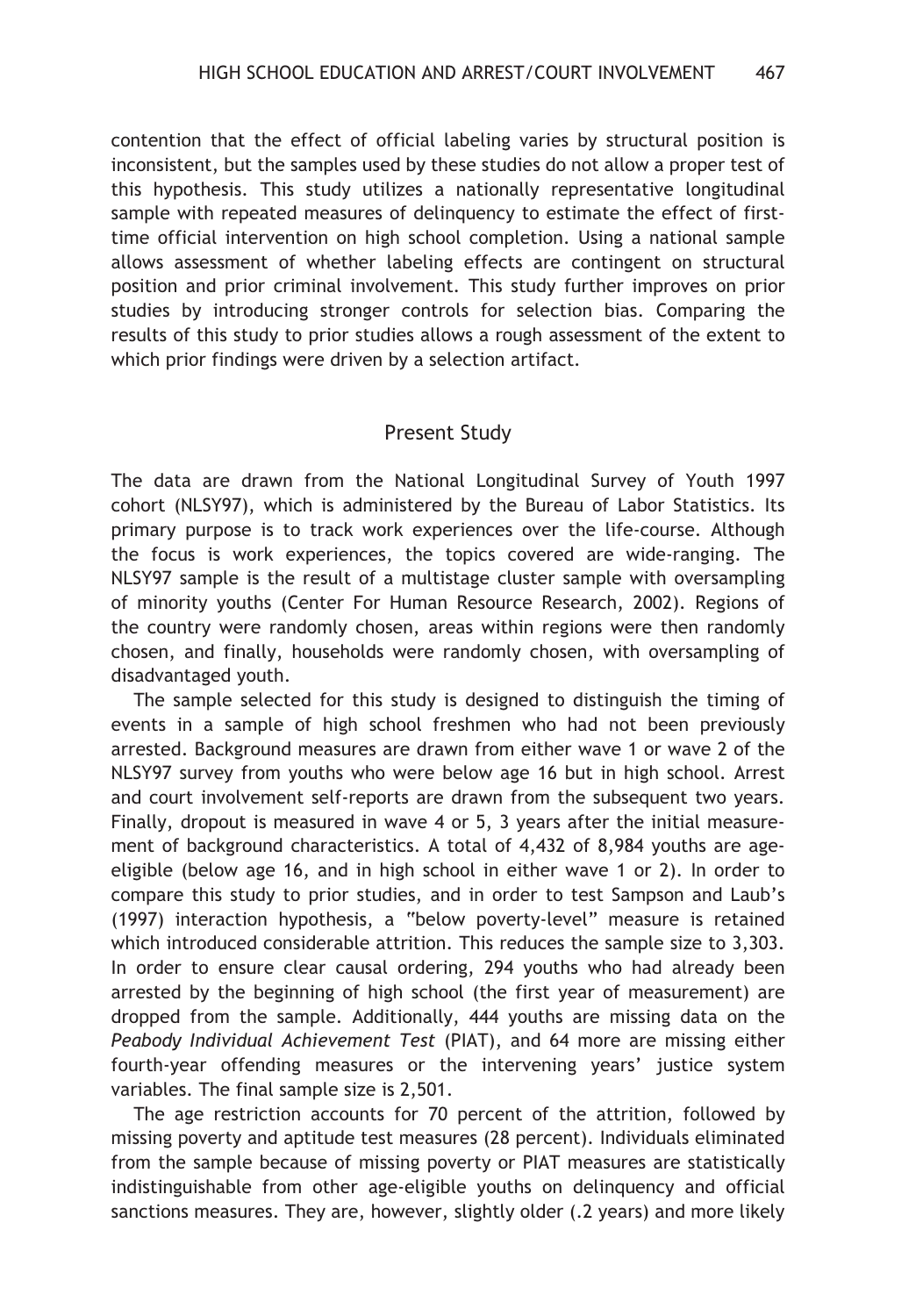contention that the effect of official labeling varies by structural position is inconsistent, but the samples used by these studies do not allow a proper test of this hypothesis. This study utilizes a nationally representative longitudinal sample with repeated measures of delinquency to estimate the effect of first-time official intervention on high school completion. Using a national sample allows assessment of whether labeling effects are contingent on structural position and prior criminal involvement. This study further improves on prior studies by introducing stronger controls for selection bias. Comparing the results of this study to prior studies allows a rough assessment of the extent to which prior findings were driven by a selection artifact.

## Present Study

The data are drawn from the National Longitudinal Survey of Youth 1997 cohort (NLSY97), which is administered by the Bureau of Labor Statistics. Its primary purpose is to track work experiences over the life-course. Although the focus is work experiences, the topics covered are wide-ranging. The NLSY97 sample is the result of a multistage cluster sample with oversampling of minority youths (Center For Human Resource Research, 2002). Regions of the country were randomly chosen, areas within regions were then randomly chosen, and finally, households were randomly chosen, with oversampling of disadvantaged youth.

The sample selected for this study is designed to distinguish the timing of events in a sample of high school freshmen who had not been previously arrested. Background measures are drawn from either wave 1 or wave 2 of the NLSY97 survey from youths who were below age 16 but in high school. Arrest and court involvement self-reports are drawn from the subsequent two years. Finally, dropout is measured in wave 4 or 5, 3 years after the initial measurement of background characteristics. A total of 4,432 of 8,984 youths are age-eligible (below age 16, and in high school in either wave 1 or 2). In order to compare this study to prior studies, and in order to test Sampson and Laub's (1997) interaction hypothesis, a "below poverty-level" measure is retained which introduced considerable attrition. This reduces the sample size to 3,303. In order to ensure clear causal ordering, 294 youths who had already been arrested by the beginning of high school (the first year of measurement) are dropped from the sample. Additionally, 444 youths are missing data on the *Peabody Individual Achievement Test* (PIAT), and 64 more are missing either fourth-year offending measures or the intervening years' justice system variables. The final sample size is 2,501.

The age restriction accounts for 70 percent of the attrition, followed by missing poverty and aptitude test measures (28 percent). Individuals eliminated from the sample because of missing poverty or PIAT measures are statistically indistinguishable from other age-eligible youths on delinquency and official sanctions measures. They are, however, slightly older (.2 years) and more likely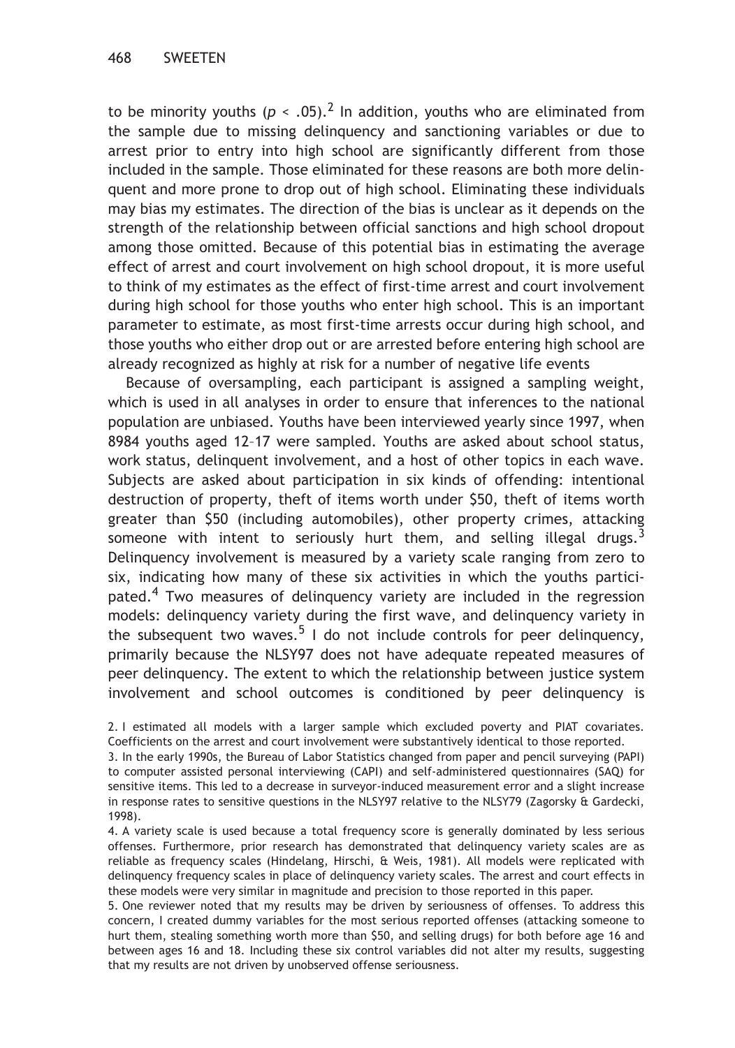to be minority youths ($p < .05$).[2] In addition, youths who are eliminated from the sample due to missing delinquency and sanctioning variables or due to arrest prior to entry into high school are significantly different from those included in the sample. Those eliminated for these reasons are both more delinquent and more prone to drop out of high school. Eliminating these individuals may bias my estimates. The direction of the bias is unclear as it depends on the strength of the relationship between official sanctions and high school dropout among those omitted. Because of this potential bias in estimating the average effect of arrest and court involvement on high school dropout, it is more useful to think of my estimates as the effect of first-time arrest and court involvement during high school for those youths who enter high school. This is an important parameter to estimate, as most first-time arrests occur during high school, and those youths who either drop out or are arrested before entering high school are already recognized as highly at risk for a number of negative life events

Because of oversampling, each participant is assigned a sampling weight, which is used in all analyses in order to ensure that inferences to the national population are unbiased. Youths have been interviewed yearly since 1997, when 8984 youths aged 12–17 were sampled. Youths are asked about school status, work status, delinquent involvement, and a host of other topics in each wave. Subjects are asked about participation in six kinds of offending: intentional destruction of property, theft of items worth under \$50, theft of items worth greater than \$50 (including automobiles), other property crimes, attacking someone with intent to seriously hurt them, and selling illegal drugs.[3] Delinquency involvement is measured by a variety scale ranging from zero to six, indicating how many of these six activities in which the youths participated.[4] Two measures of delinquency variety are included in the regression models: delinquency variety during the first wave, and delinquency variety in the subsequent two waves.[5] I do not include controls for peer delinquency, primarily because the NLSY97 does not have adequate repeated measures of peer delinquency. The extent to which the relationship between justice system involvement and school outcomes is conditioned by peer delinquency is

2. I estimated all models with a larger sample which excluded poverty and PIAT covariates. Coefficients on the arrest and court involvement were substantively identical to those reported.

3. In the early 1990s, the Bureau of Labor Statistics changed from paper and pencil surveying (PAPI) to computer assisted personal interviewing (CAPI) and self-administered questionnaires (SAQ) for sensitive items. This led to a decrease in surveyor-induced measurement error and a slight increase in response rates to sensitive questions in the NLSY97 relative to the NLSY79 (Zagorsky & Gardecki, 1998).

4. A variety scale is used because a total frequency score is generally dominated by less serious offenses. Furthermore, prior research has demonstrated that delinquency variety scales are as reliable as frequency scales (Hindelang, Hirschi, & Weis, 1981). All models were replicated with delinquency frequency scales in place of delinquency variety scales. The arrest and court effects in these models were very similar in magnitude and precision to those reported in this paper.

5. One reviewer noted that my results may be driven by seriousness of offenses. To address this concern, I created dummy variables for the most serious reported offenses (attacking someone to hurt them, stealing something worth more than \$50, and selling drugs) for both before age 16 and between ages 16 and 18. Including these six control variables did not alter my results, suggesting that my results are not driven by unobserved offense seriousness.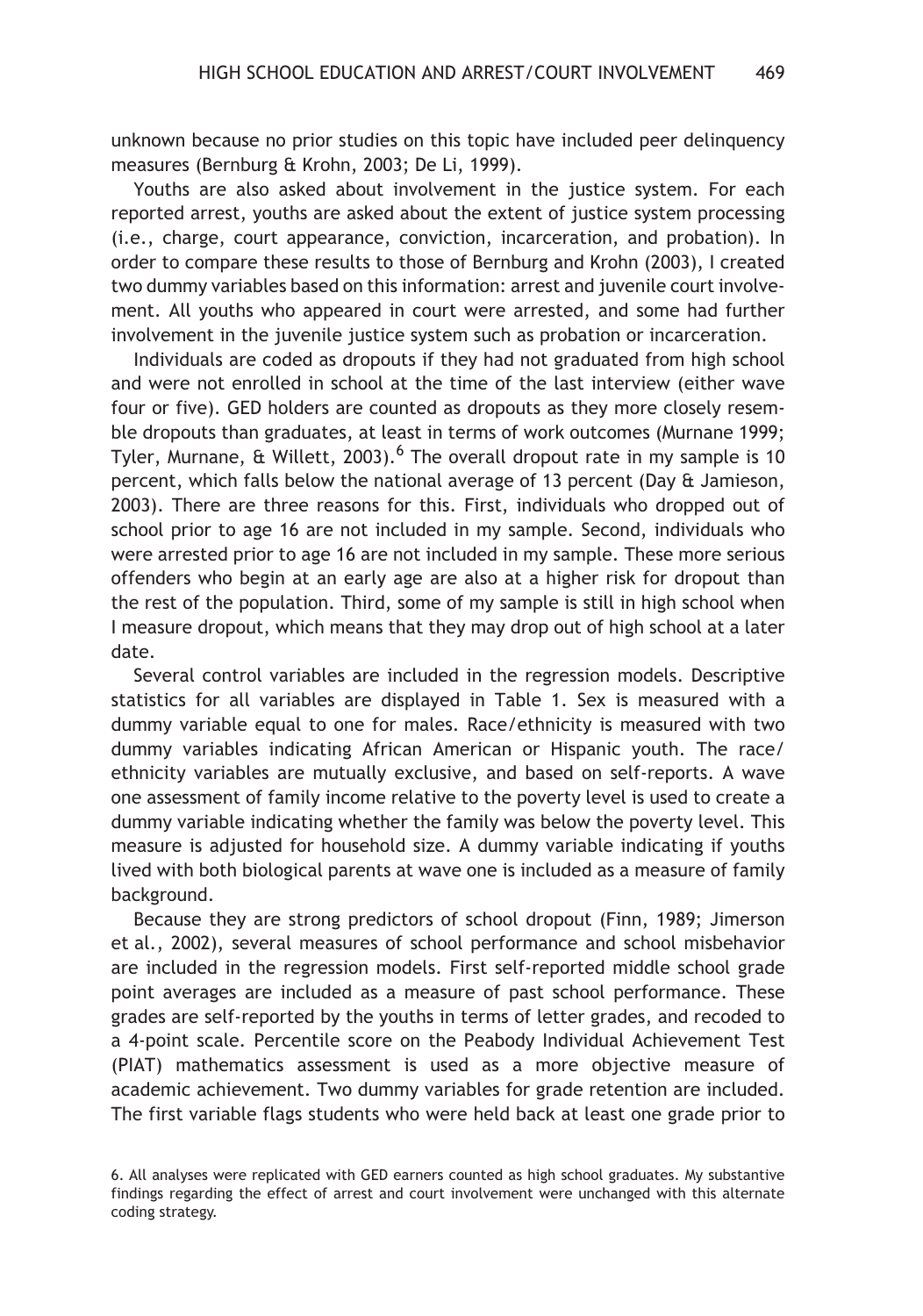unknown because no prior studies on this topic have included peer delinquency measures (Bernburg & Krohn, 2003; De Li, 1999).

Youths are also asked about involvement in the justice system. For each reported arrest, youths are asked about the extent of justice system processing (i.e., charge, court appearance, conviction, incarceration, and probation). In order to compare these results to those of Bernburg and Krohn (2003), I created two dummy variables based on this information: arrest and juvenile court involvement. All youths who appeared in court were arrested, and some had further involvement in the juvenile justice system such as probation or incarceration.

Individuals are coded as dropouts if they had not graduated from high school and were not enrolled in school at the time of the last interview (either wave four or five). GED holders are counted as dropouts as they more closely resemble dropouts than graduates, at least in terms of work outcomes (Murnane 1999; Tyler, Murnane, & Willett, 2003).[6] The overall dropout rate in my sample is 10 percent, which falls below the national average of 13 percent (Day & Jamieson, 2003). There are three reasons for this. First, individuals who dropped out of school prior to age 16 are not included in my sample. Second, individuals who were arrested prior to age 16 are not included in my sample. These more serious offenders who begin at an early age are also at a higher risk for dropout than the rest of the population. Third, some of my sample is still in high school when I measure dropout, which means that they may drop out of high school at a later date.

Several control variables are included in the regression models. Descriptive statistics for all variables are displayed in Table 1. Sex is measured with a dummy variable equal to one for males. Race/ethnicity is measured with two dummy variables indicating African American or Hispanic youth. The race/ethnicity variables are mutually exclusive, and based on self-reports. A wave one assessment of family income relative to the poverty level is used to create a dummy variable indicating whether the family was below the poverty level. This measure is adjusted for household size. A dummy variable indicating if youths lived with both biological parents at wave one is included as a measure of family background.

Because they are strong predictors of school dropout (Finn, 1989; Jimerson et al., 2002), several measures of school performance and school misbehavior are included in the regression models. First self-reported middle school grade point averages are included as a measure of past school performance. These grades are self-reported by the youths in terms of letter grades, and recoded to a 4-point scale. Percentile score on the Peabody Individual Achievement Test (PIAT) mathematics assessment is used as a more objective measure of academic achievement. Two dummy variables for grade retention are included. The first variable flags students who were held back at least one grade prior to

6. All analyses were replicated with GED earners counted as high school graduates. My substantive findings regarding the effect of arrest and court involvement were unchanged with this alternate coding strategy.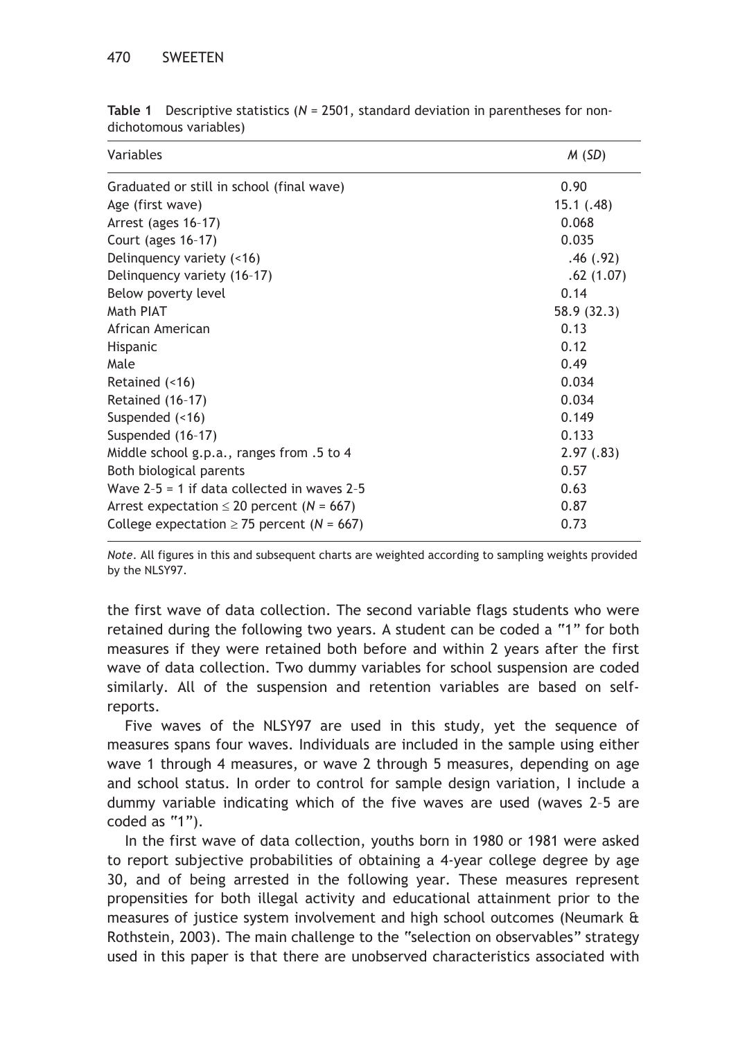**Table 1** Descriptive statistics ($N$ = 2501, standard deviation in parentheses for non-dichotomous variables)

| Variables | $M$ ($SD$) |
|---|---|
| Graduated or still in school (final wave) | 0.90 |
| Age (first wave) | 15.1 (.48) |
| Arrest (ages 16–17) | 0.068 |
| Court (ages 16–17) | 0.035 |
| Delinquency variety (<16) | .46 (.92) |
| Delinquency variety (16–17) | .62 (1.07) |
| Below poverty level | 0.14 |
| Math PIAT | 58.9 (32.3) |
| African American | 0.13 |
| Hispanic | 0.12 |
| Male | 0.49 |
| Retained (<16) | 0.034 |
| Retained (16–17) | 0.034 |
| Suspended (<16) | 0.149 |
| Suspended (16–17) | 0.133 |
| Middle school g.p.a., ranges from .5 to 4 | 2.97 (.83) |
| Both biological parents | 0.57 |
| Wave 2–5 = 1 if data collected in waves 2–5 | 0.63 |
| Arrest expectation ≤ 20 percent ($N$ = 667) | 0.87 |
| College expectation ≥ 75 percent ($N$ = 667) | 0.73 |

*Note*. All figures in this and subsequent charts are weighted according to sampling weights provided by the NLSY97.

the first wave of data collection. The second variable flags students who were retained during the following two years. A student can be coded a "1" for both measures if they were retained both before and within 2 years after the first wave of data collection. Two dummy variables for school suspension are coded similarly. All of the suspension and retention variables are based on self-reports.

Five waves of the NLSY97 are used in this study, yet the sequence of measures spans four waves. Individuals are included in the sample using either wave 1 through 4 measures, or wave 2 through 5 measures, depending on age and school status. In order to control for sample design variation, I include a dummy variable indicating which of the five waves are used (waves 2–5 are coded as "1").

In the first wave of data collection, youths born in 1980 or 1981 were asked to report subjective probabilities of obtaining a 4-year college degree by age 30, and of being arrested in the following year. These measures represent propensities for both illegal activity and educational attainment prior to the measures of justice system involvement and high school outcomes (Neumark & Rothstein, 2003). The main challenge to the "selection on observables" strategy used in this paper is that there are unobserved characteristics associated with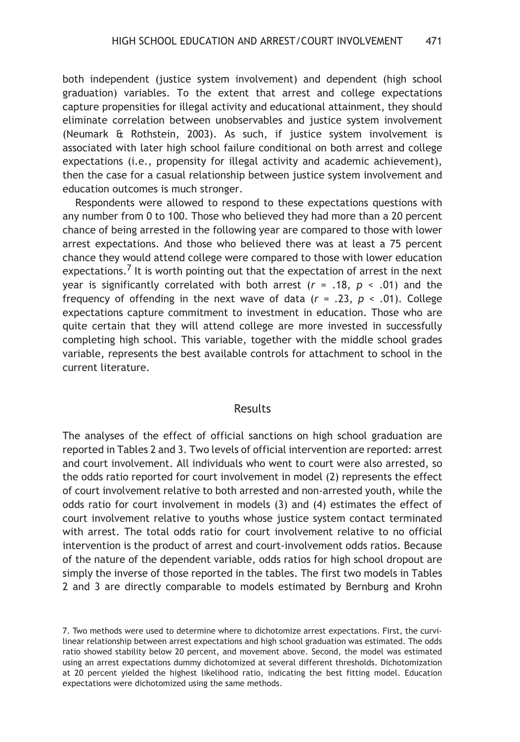both independent (justice system involvement) and dependent (high school graduation) variables. To the extent that arrest and college expectations capture propensities for illegal activity and educational attainment, they should eliminate correlation between unobservables and justice system involvement (Neumark & Rothstein, 2003). As such, if justice system involvement is associated with later high school failure conditional on both arrest and college expectations (i.e., propensity for illegal activity and academic achievement), then the case for a casual relationship between justice system involvement and education outcomes is much stronger.

Respondents were allowed to respond to these expectations questions with any number from 0 to 100. Those who believed they had more than a 20 percent chance of being arrested in the following year are compared to those with lower arrest expectations. And those who believed there was at least a 75 percent chance they would attend college were compared to those with lower education expectations.[7] It is worth pointing out that the expectation of arrest in the next year is significantly correlated with both arrest ($r$ = .18, $p$ < .01) and the frequency of offending in the next wave of data ($r$ = .23, $p$ < .01). College expectations capture commitment to investment in education. Those who are quite certain that they will attend college are more invested in successfully completing high school. This variable, together with the middle school grades variable, represents the best available controls for attachment to school in the current literature.

## Results

The analyses of the effect of official sanctions on high school graduation are reported in Tables 2 and 3. Two levels of official intervention are reported: arrest and court involvement. All individuals who went to court were also arrested, so the odds ratio reported for court involvement in model (2) represents the effect of court involvement relative to both arrested and non-arrested youth, while the odds ratio for court involvement in models (3) and (4) estimates the effect of court involvement relative to youths whose justice system contact terminated with arrest. The total odds ratio for court involvement relative to no official intervention is the product of arrest and court-involvement odds ratios. Because of the nature of the dependent variable, odds ratios for high school dropout are simply the inverse of those reported in the tables. The first two models in Tables 2 and 3 are directly comparable to models estimated by Bernburg and Krohn

7. Two methods were used to determine where to dichotomize arrest expectations. First, the curvilinear relationship between arrest expectations and high school graduation was estimated. The odds ratio showed stability below 20 percent, and movement above. Second, the model was estimated using an arrest expectations dummy dichotomized at several different thresholds. Dichotomization at 20 percent yielded the highest likelihood ratio, indicating the best fitting model. Education expectations were dichotomized using the same methods.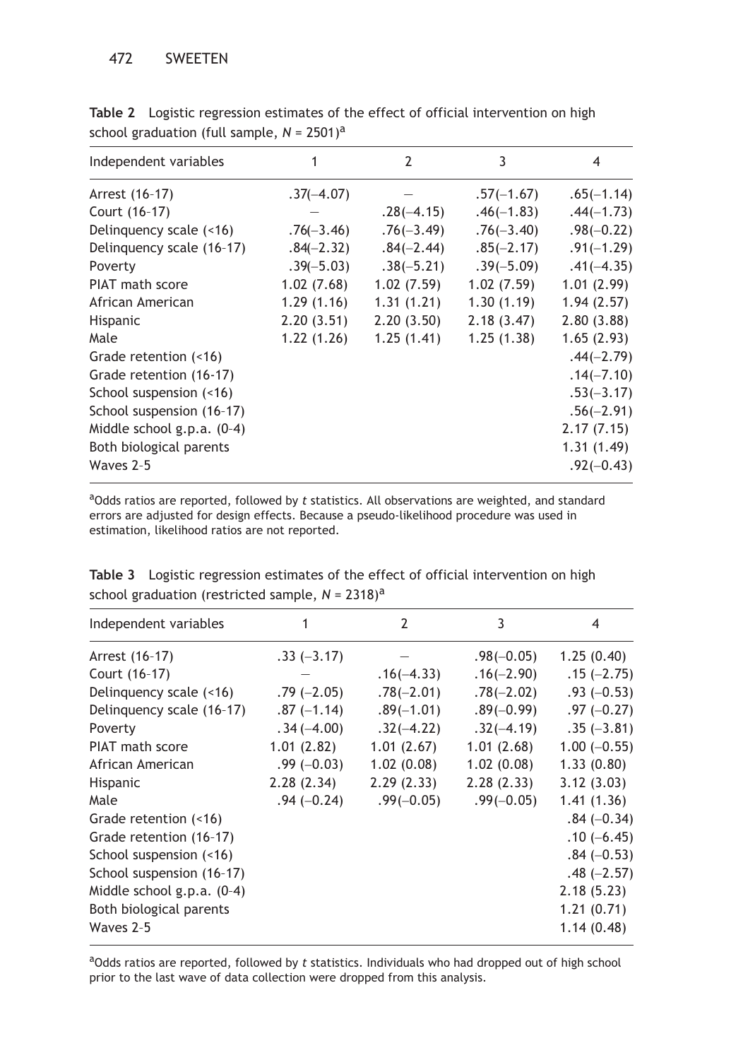**Table 2** Logistic regression estimates of the effect of official intervention on high school graduation (full sample, $N = 2501$)[a]

| Independent variables | 1 | 2 | 3 | 4 |
|---|---|---|---|---|
| Arrest (16–17) | .37(−4.07) | — | .57(−1.67) | .65(−1.14) |
| Court (16–17) | — | .28(−4.15) | .46(−1.83) | .44(−1.73) |
| Delinquency scale (<16) | .76(−3.46) | .76(−3.49) | .76(−3.40) | .98(−0.22) |
| Delinquency scale (16–17) | .84(−2.32) | .84(−2.44) | .85(−2.17) | .91(−1.29) |
| Poverty | .39(−5.03) | .38(−5.21) | .39(−5.09) | .41(−4.35) |
| PIAT math score | 1.02 (7.68) | 1.02 (7.59) | 1.02 (7.59) | 1.01 (2.99) |
| African American | 1.29 (1.16) | 1.31 (1.21) | 1.30 (1.19) | 1.94 (2.57) |
| Hispanic | 2.20 (3.51) | 2.20 (3.50) | 2.18 (3.47) | 2.80 (3.88) |
| Male | 1.22 (1.26) | 1.25 (1.41) | 1.25 (1.38) | 1.65 (2.93) |
| Grade retention (<16) | | | | .44(−2.79) |
| Grade retention (16–17) | | | | .14(−7.10) |
| School suspension (<16) | | | | .53(−3.17) |
| School suspension (16–17) | | | | .56(−2.91) |
| Middle school g.p.a. (0–4) | | | | 2.17 (7.15) |
| Both biological parents | | | | 1.31 (1.49) |
| Waves 2–5 | | | | .92(−0.43) |

[a]Odds ratios are reported, followed by *t* statistics. All observations are weighted, and standard errors are adjusted for design effects. Because a pseudo-likelihood procedure was used in estimation, likelihood ratios are not reported.

**Table 3** Logistic regression estimates of the effect of official intervention on high school graduation (restricted sample, $N = 2318$)[a]

| Independent variables | 1 | 2 | 3 | 4 |
|---|---|---|---|---|
| Arrest (16–17) | .33 (−3.17) | — | .98(−0.05) | 1.25 (0.40) |
| Court (16–17) | — | .16(−4.33) | .16(−2.90) | .15 (−2.75) |
| Delinquency scale (<16) | .79 (−2.05) | .78(−2.01) | .78(−2.02) | .93 (−0.53) |
| Delinquency scale (16–17) | .87 (−1.14) | .89(−1.01) | .89(−0.99) | .97 (−0.27) |
| Poverty | .34 (−4.00) | .32(−4.22) | .32(−4.19) | .35 (−3.81) |
| PIAT math score | 1.01 (2.82) | 1.01 (2.67) | 1.01 (2.68) | 1.00 (−0.55) |
| African American | .99 (−0.03) | 1.02 (0.08) | 1.02 (0.08) | 1.33 (0.80) |
| Hispanic | 2.28 (2.34) | 2.29 (2.33) | 2.28 (2.33) | 3.12 (3.03) |
| Male | .94 (−0.24) | .99(−0.05) | .99(−0.05) | 1.41 (1.36) |
| Grade retention (<16) | | | | .84 (−0.34) |
| Grade retention (16–17) | | | | .10 (−6.45) |
| School suspension (<16) | | | | .84 (−0.53) |
| School suspension (16–17) | | | | .48 (−2.57) |
| Middle school g.p.a. (0–4) | | | | 2.18 (5.23) |
| Both biological parents | | | | 1.21 (0.71) |
| Waves 2–5 | | | | 1.14 (0.48) |

[a]Odds ratios are reported, followed by *t* statistics. Individuals who had dropped out of high school prior to the last wave of data collection were dropped from this analysis.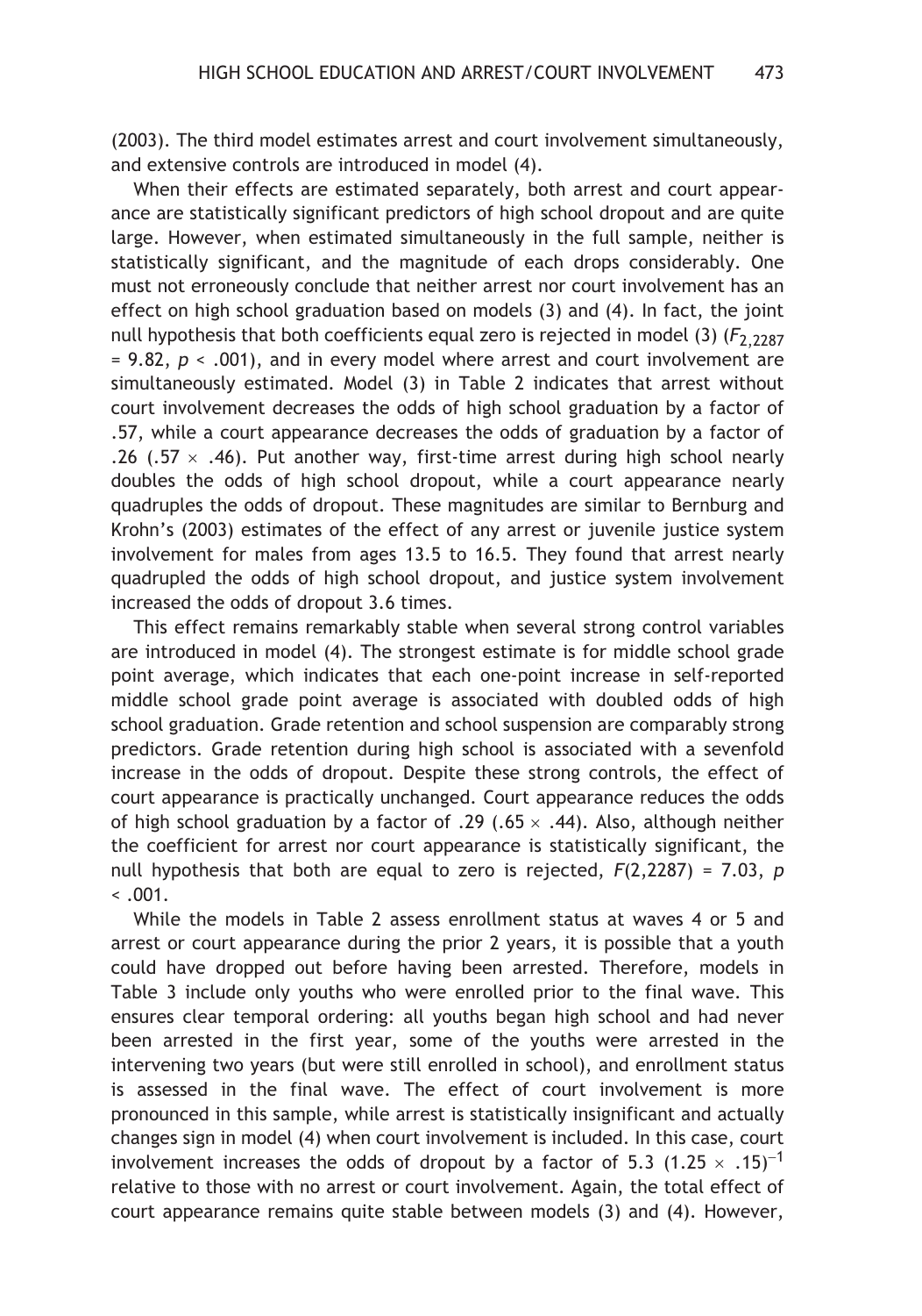(2003). The third model estimates arrest and court involvement simultaneously, and extensive controls are introduced in model (4).

When their effects are estimated separately, both arrest and court appearance are statistically significant predictors of high school dropout and are quite large. However, when estimated simultaneously in the full sample, neither is statistically significant, and the magnitude of each drops considerably. One must not erroneously conclude that neither arrest nor court involvement has an effect on high school graduation based on models (3) and (4). In fact, the joint null hypothesis that both coefficients equal zero is rejected in model (3) ($F_{2,2287} = 9.82$, $p < .001$), and in every model where arrest and court involvement are simultaneously estimated. Model (3) in Table 2 indicates that arrest without court involvement decreases the odds of high school graduation by a factor of .57, while a court appearance decreases the odds of graduation by a factor of .26 ($.57 \times .46$). Put another way, first-time arrest during high school nearly doubles the odds of high school dropout, while a court appearance nearly quadruples the odds of dropout. These magnitudes are similar to Bernburg and Krohn's (2003) estimates of the effect of any arrest or juvenile justice system involvement for males from ages 13.5 to 16.5. They found that arrest nearly quadrupled the odds of high school dropout, and justice system involvement increased the odds of dropout 3.6 times.

This effect remains remarkably stable when several strong control variables are introduced in model (4). The strongest estimate is for middle school grade point average, which indicates that each one-point increase in self-reported middle school grade point average is associated with doubled odds of high school graduation. Grade retention and school suspension are comparably strong predictors. Grade retention during high school is associated with a sevenfold increase in the odds of dropout. Despite these strong controls, the effect of court appearance is practically unchanged. Court appearance reduces the odds of high school graduation by a factor of .29 ($.65 \times .44$). Also, although neither the coefficient for arrest nor court appearance is statistically significant, the null hypothesis that both are equal to zero is rejected, $F(2,2287) = 7.03$, $p < .001$.

While the models in Table 2 assess enrollment status at waves 4 or 5 and arrest or court appearance during the prior 2 years, it is possible that a youth could have dropped out before having been arrested. Therefore, models in Table 3 include only youths who were enrolled prior to the final wave. This ensures clear temporal ordering: all youths began high school and had never been arrested in the first year, some of the youths were arrested in the intervening two years (but were still enrolled in school), and enrollment status is assessed in the final wave. The effect of court involvement is more pronounced in this sample, while arrest is statistically insignificant and actually changes sign in model (4) when court involvement is included. In this case, court involvement increases the odds of dropout by a factor of 5.3 $(1.25 \times .15)^{-1}$ relative to those with no arrest or court involvement. Again, the total effect of court appearance remains quite stable between models (3) and (4). However,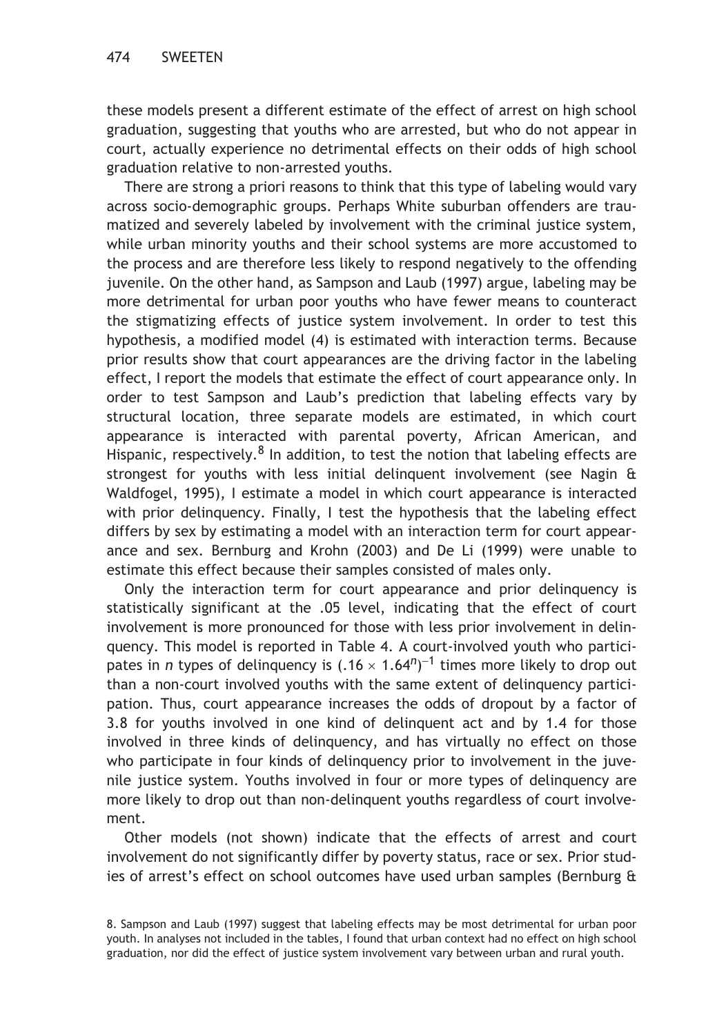these models present a different estimate of the effect of arrest on high school graduation, suggesting that youths who are arrested, but who do not appear in court, actually experience no detrimental effects on their odds of high school graduation relative to non-arrested youths.

There are strong a priori reasons to think that this type of labeling would vary across socio-demographic groups. Perhaps White suburban offenders are traumatized and severely labeled by involvement with the criminal justice system, while urban minority youths and their school systems are more accustomed to the process and are therefore less likely to respond negatively to the offending juvenile. On the other hand, as Sampson and Laub (1997) argue, labeling may be more detrimental for urban poor youths who have fewer means to counteract the stigmatizing effects of justice system involvement. In order to test this hypothesis, a modified model (4) is estimated with interaction terms. Because prior results show that court appearances are the driving factor in the labeling effect, I report the models that estimate the effect of court appearance only. In order to test Sampson and Laub's prediction that labeling effects vary by structural location, three separate models are estimated, in which court appearance is interacted with parental poverty, African American, and Hispanic, respectively.[8] In addition, to test the notion that labeling effects are strongest for youths with less initial delinquent involvement (see Nagin & Waldfogel, 1995), I estimate a model in which court appearance is interacted with prior delinquency. Finally, I test the hypothesis that the labeling effect differs by sex by estimating a model with an interaction term for court appearance and sex. Bernburg and Krohn (2003) and De Li (1999) were unable to estimate this effect because their samples consisted of males only.

Only the interaction term for court appearance and prior delinquency is statistically significant at the .05 level, indicating that the effect of court involvement is more pronounced for those with less prior involvement in delinquency. This model is reported in Table 4. A court-involved youth who participates in *n* types of delinquency is $(.16 \times 1.64^{n})^{-1}$ times more likely to drop out than a non-court involved youths with the same extent of delinquency participation. Thus, court appearance increases the odds of dropout by a factor of 3.8 for youths involved in one kind of delinquent act and by 1.4 for those involved in three kinds of delinquency, and has virtually no effect on those who participate in four kinds of delinquency prior to involvement in the juvenile justice system. Youths involved in four or more types of delinquency are more likely to drop out than non-delinquent youths regardless of court involvement.

Other models (not shown) indicate that the effects of arrest and court involvement do not significantly differ by poverty status, race or sex. Prior studies of arrest's effect on school outcomes have used urban samples (Bernburg &

8. Sampson and Laub (1997) suggest that labeling effects may be most detrimental for urban poor youth. In analyses not included in the tables, I found that urban context had no effect on high school graduation, nor did the effect of justice system involvement vary between urban and rural youth.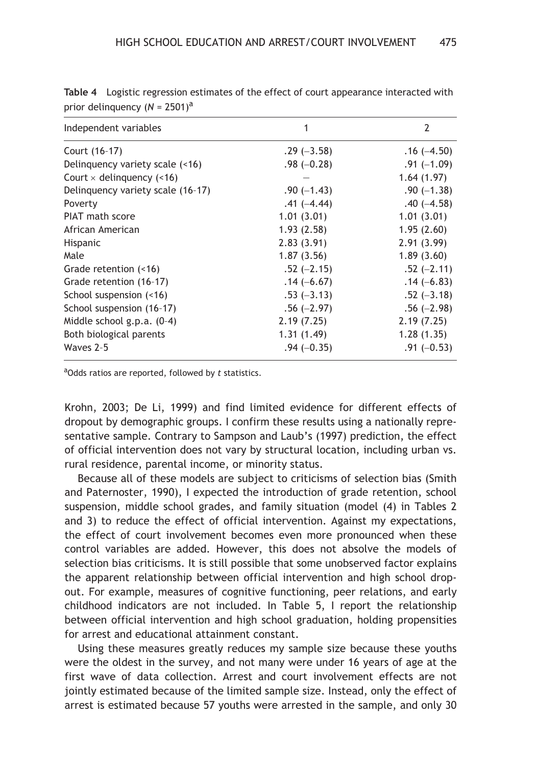**Table 4** Logistic regression estimates of the effect of court appearance interacted with prior delinquency ($N$ = 2501)[a]

| Independent variables | 1 | 2 |
|---|---|---|
| Court (16–17) | .29 (−3.58) | .16 (−4.50) |
| Delinquency variety scale (<16) | .98 (−0.28) | .91 (−1.09) |
| Court × delinquency (<16) | — | 1.64 (1.97) |
| Delinquency variety scale (16–17) | .90 (−1.43) | .90 (−1.38) |
| Poverty | .41 (−4.44) | .40 (−4.58) |
| PIAT math score | 1.01 (3.01) | 1.01 (3.01) |
| African American | 1.93 (2.58) | 1.95 (2.60) |
| Hispanic | 2.83 (3.91) | 2.91 (3.99) |
| Male | 1.87 (3.56) | 1.89 (3.60) |
| Grade retention (<16) | .52 (−2.15) | .52 (−2.11) |
| Grade retention (16–17) | .14 (−6.67) | .14 (−6.83) |
| School suspension (<16) | .53 (−3.13) | .52 (−3.18) |
| School suspension (16–17) | .56 (−2.97) | .56 (−2.98) |
| Middle school g.p.a. (0–4) | 2.19 (7.25) | 2.19 (7.25) |
| Both biological parents | 1.31 (1.49) | 1.28 (1.35) |
| Waves 2–5 | .94 (−0.35) | .91 (−0.53) |

[a]Odds ratios are reported, followed by *t* statistics.

Krohn, 2003; De Li, 1999) and find limited evidence for different effects of dropout by demographic groups. I confirm these results using a nationally representative sample. Contrary to Sampson and Laub's (1997) prediction, the effect of official intervention does not vary by structural location, including urban vs. rural residence, parental income, or minority status.

Because all of these models are subject to criticisms of selection bias (Smith and Paternoster, 1990), I expected the introduction of grade retention, school suspension, middle school grades, and family situation (model (4) in Tables 2 and 3) to reduce the effect of official intervention. Against my expectations, the effect of court involvement becomes even more pronounced when these control variables are added. However, this does not absolve the models of selection bias criticisms. It is still possible that some unobserved factor explains the apparent relationship between official intervention and high school dropout. For example, measures of cognitive functioning, peer relations, and early childhood indicators are not included. In Table 5, I report the relationship between official intervention and high school graduation, holding propensities for arrest and educational attainment constant.

Using these measures greatly reduces my sample size because these youths were the oldest in the survey, and not many were under 16 years of age at the first wave of data collection. Arrest and court involvement effects are not jointly estimated because of the limited sample size. Instead, only the effect of arrest is estimated because 57 youths were arrested in the sample, and only 30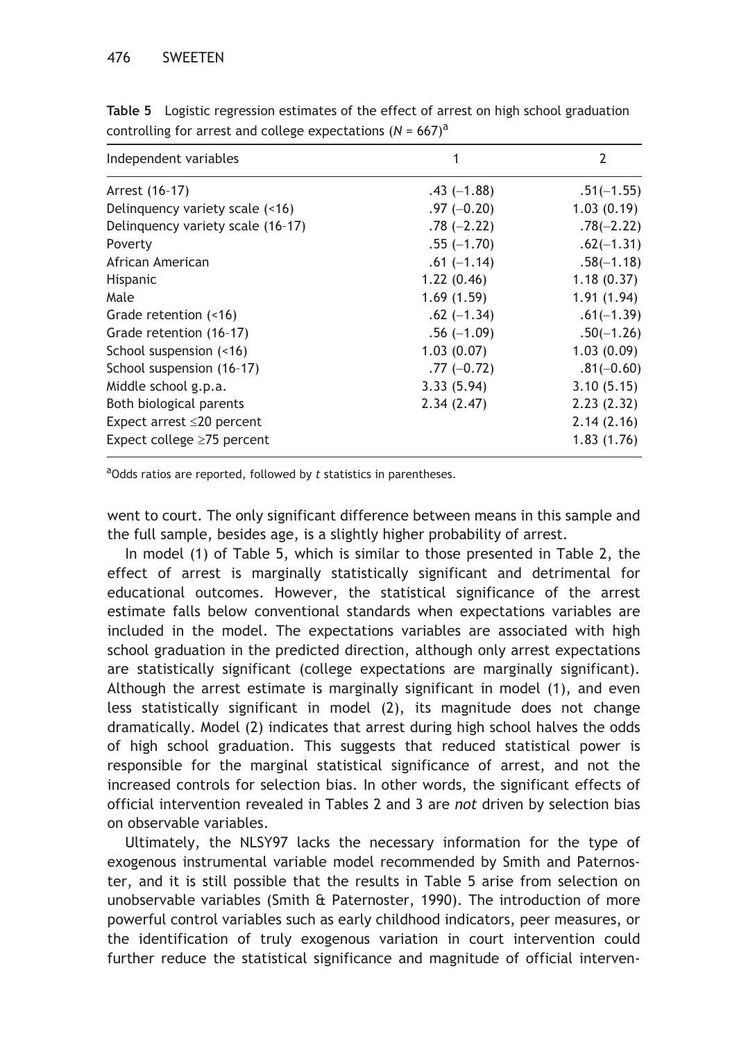**Table 5** Logistic regression estimates of the effect of arrest on high school graduation controlling for arrest and college expectations ($N = 667$)[a]

| Independent variables | 1 | 2 |
|---|---|---|
| Arrest (16–17) | .43 (−1.88) | .51(−1.55) |
| Delinquency variety scale (<16) | .97 (−0.20) | 1.03 (0.19) |
| Delinquency variety scale (16–17) | .78 (−2.22) | .78(−2.22) |
| Poverty | .55 (−1.70) | .62(−1.31) |
| African American | .61 (−1.14) | .58(−1.18) |
| Hispanic | 1.22 (0.46) | 1.18 (0.37) |
| Male | 1.69 (1.59) | 1.91 (1.94) |
| Grade retention (<16) | .62 (−1.34) | .61(−1.39) |
| Grade retention (16–17) | .56 (−1.09) | .50(−1.26) |
| School suspension (<16) | 1.03 (0.07) | 1.03 (0.09) |
| School suspension (16–17) | .77 (−0.72) | .81(−0.60) |
| Middle school g.p.a. | 3.33 (5.94) | 3.10 (5.15) |
| Both biological parents | 2.34 (2.47) | 2.23 (2.32) |
| Expect arrest ≤20 percent | | 2.14 (2.16) |
| Expect college ≥75 percent | | 1.83 (1.76) |

[a]Odds ratios are reported, followed by *t* statistics in parentheses.

went to court. The only significant difference between means in this sample and the full sample, besides age, is a slightly higher probability of arrest.

In model (1) of Table 5, which is similar to those presented in Table 2, the effect of arrest is marginally statistically significant and detrimental for educational outcomes. However, the statistical significance of the arrest estimate falls below conventional standards when expectations variables are included in the model. The expectations variables are associated with high school graduation in the predicted direction, although only arrest expectations are statistically significant (college expectations are marginally significant). Although the arrest estimate is marginally significant in model (1), and even less statistically significant in model (2), its magnitude does not change dramatically. Model (2) indicates that arrest during high school halves the odds of high school graduation. This suggests that reduced statistical power is responsible for the marginal statistical significance of arrest, and not the increased controls for selection bias. In other words, the significant effects of official intervention revealed in Tables 2 and 3 are *not* driven by selection bias on observable variables.

Ultimately, the NLSY97 lacks the necessary information for the type of exogenous instrumental variable model recommended by Smith and Paternoster, and it is still possible that the results in Table 5 arise from selection on unobservable variables (Smith & Paternoster, 1990). The introduction of more powerful control variables such as early childhood indicators, peer measures, or the identification of truly exogenous variation in court intervention could further reduce the statistical significance and magnitude of official interven-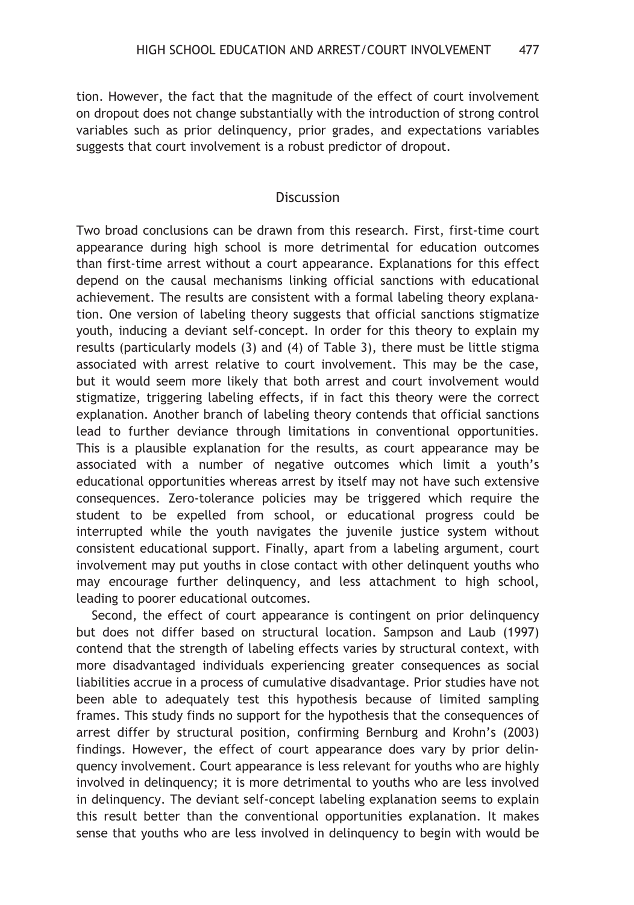tion. However, the fact that the magnitude of the effect of court involvement on dropout does not change substantially with the introduction of strong control variables such as prior delinquency, prior grades, and expectations variables suggests that court involvement is a robust predictor of dropout.

## Discussion

Two broad conclusions can be drawn from this research. First, first-time court appearance during high school is more detrimental for education outcomes than first-time arrest without a court appearance. Explanations for this effect depend on the causal mechanisms linking official sanctions with educational achievement. The results are consistent with a formal labeling theory explanation. One version of labeling theory suggests that official sanctions stigmatize youth, inducing a deviant self-concept. In order for this theory to explain my results (particularly models (3) and (4) of Table 3), there must be little stigma associated with arrest relative to court involvement. This may be the case, but it would seem more likely that both arrest and court involvement would stigmatize, triggering labeling effects, if in fact this theory were the correct explanation. Another branch of labeling theory contends that official sanctions lead to further deviance through limitations in conventional opportunities. This is a plausible explanation for the results, as court appearance may be associated with a number of negative outcomes which limit a youth's educational opportunities whereas arrest by itself may not have such extensive consequences. Zero-tolerance policies may be triggered which require the student to be expelled from school, or educational progress could be interrupted while the youth navigates the juvenile justice system without consistent educational support. Finally, apart from a labeling argument, court involvement may put youths in close contact with other delinquent youths who may encourage further delinquency, and less attachment to high school, leading to poorer educational outcomes.

Second, the effect of court appearance is contingent on prior delinquency but does not differ based on structural location. Sampson and Laub (1997) contend that the strength of labeling effects varies by structural context, with more disadvantaged individuals experiencing greater consequences as social liabilities accrue in a process of cumulative disadvantage. Prior studies have not been able to adequately test this hypothesis because of limited sampling frames. This study finds no support for the hypothesis that the consequences of arrest differ by structural position, confirming Bernburg and Krohn's (2003) findings. However, the effect of court appearance does vary by prior delinquency involvement. Court appearance is less relevant for youths who are highly involved in delinquency; it is more detrimental to youths who are less involved in delinquency. The deviant self-concept labeling explanation seems to explain this result better than the conventional opportunities explanation. It makes sense that youths who are less involved in delinquency to begin with would be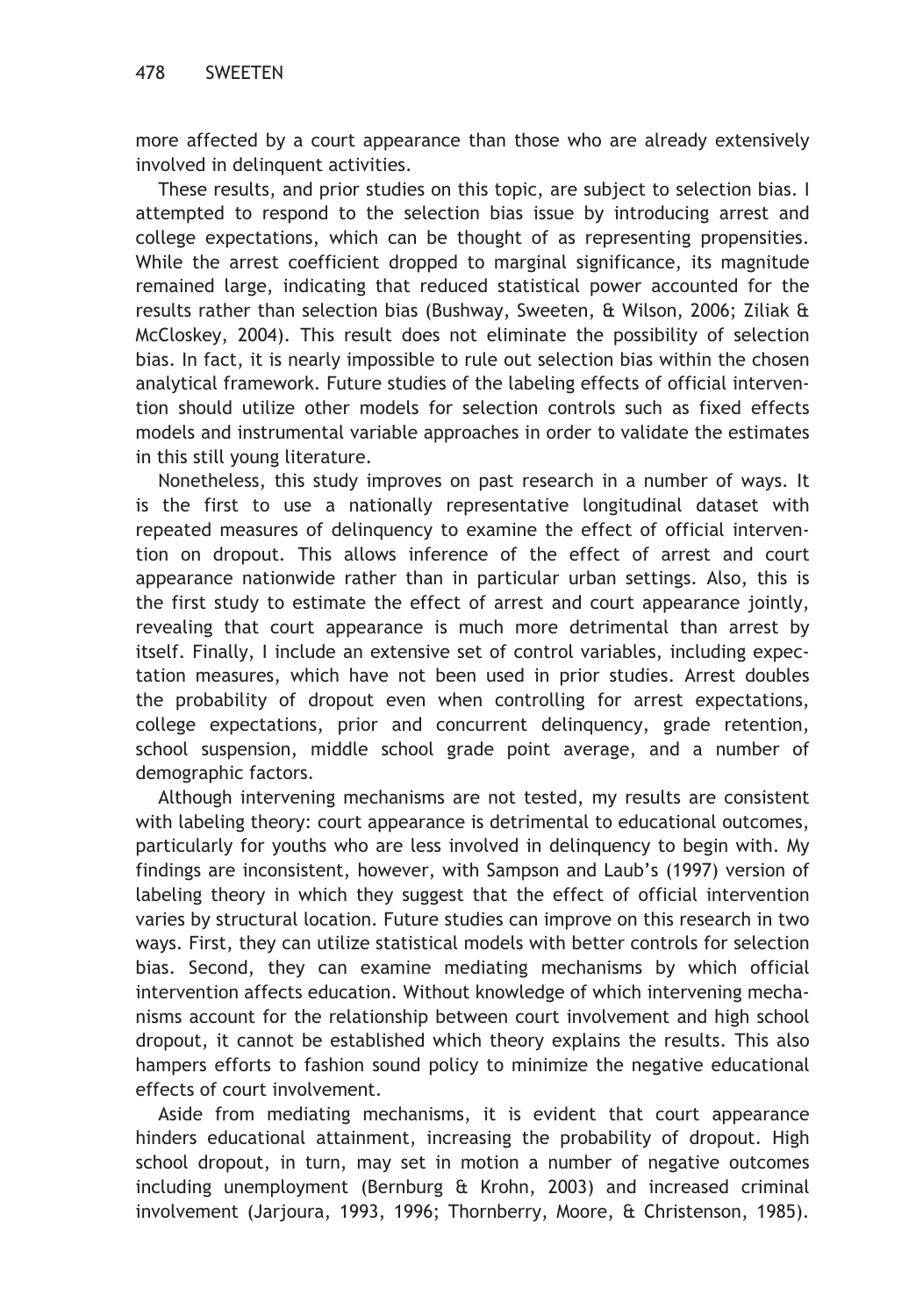more affected by a court appearance than those who are already extensively involved in delinquent activities.

These results, and prior studies on this topic, are subject to selection bias. I attempted to respond to the selection bias issue by introducing arrest and college expectations, which can be thought of as representing propensities. While the arrest coefficient dropped to marginal significance, its magnitude remained large, indicating that reduced statistical power accounted for the results rather than selection bias (Bushway, Sweeten, & Wilson, 2006; Ziliak & McCloskey, 2004). This result does not eliminate the possibility of selection bias. In fact, it is nearly impossible to rule out selection bias within the chosen analytical framework. Future studies of the labeling effects of official intervention should utilize other models for selection controls such as fixed effects models and instrumental variable approaches in order to validate the estimates in this still young literature.

Nonetheless, this study improves on past research in a number of ways. It is the first to use a nationally representative longitudinal dataset with repeated measures of delinquency to examine the effect of official intervention on dropout. This allows inference of the effect of arrest and court appearance nationwide rather than in particular urban settings. Also, this is the first study to estimate the effect of arrest and court appearance jointly, revealing that court appearance is much more detrimental than arrest by itself. Finally, I include an extensive set of control variables, including expectation measures, which have not been used in prior studies. Arrest doubles the probability of dropout even when controlling for arrest expectations, college expectations, prior and concurrent delinquency, grade retention, school suspension, middle school grade point average, and a number of demographic factors.

Although intervening mechanisms are not tested, my results are consistent with labeling theory: court appearance is detrimental to educational outcomes, particularly for youths who are less involved in delinquency to begin with. My findings are inconsistent, however, with Sampson and Laub's (1997) version of labeling theory in which they suggest that the effect of official intervention varies by structural location. Future studies can improve on this research in two ways. First, they can utilize statistical models with better controls for selection bias. Second, they can examine mediating mechanisms by which official intervention affects education. Without knowledge of which intervening mechanisms account for the relationship between court involvement and high school dropout, it cannot be established which theory explains the results. This also hampers efforts to fashion sound policy to minimize the negative educational effects of court involvement.

Aside from mediating mechanisms, it is evident that court appearance hinders educational attainment, increasing the probability of dropout. High school dropout, in turn, may set in motion a number of negative outcomes including unemployment (Bernburg & Krohn, 2003) and increased criminal involvement (Jarjoura, 1993, 1996; Thornberry, Moore, & Christenson, 1985).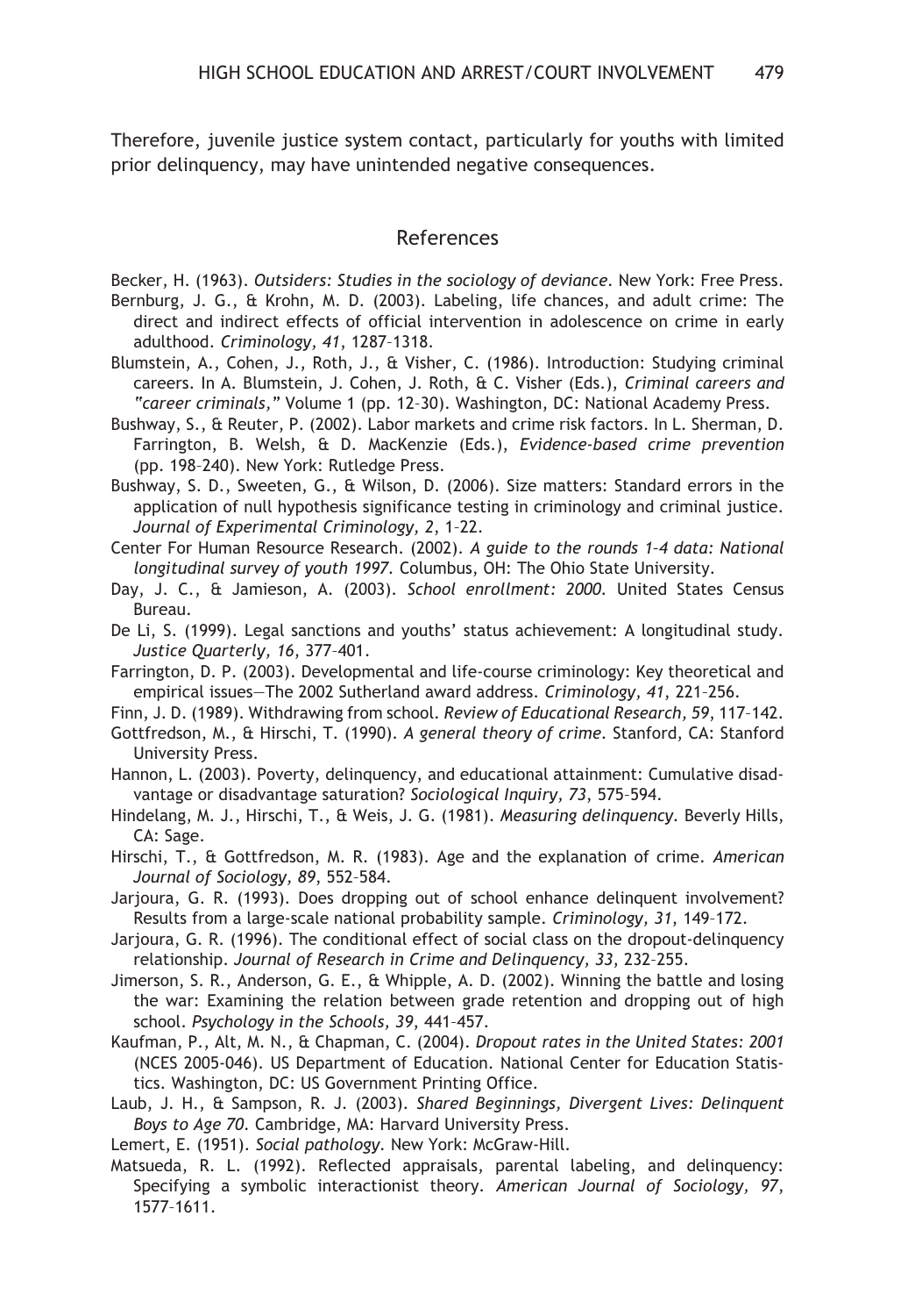Therefore, juvenile justice system contact, particularly for youths with limited prior delinquency, may have unintended negative consequences.

## References

Becker, H. (1963). *Outsiders: Studies in the sociology of deviance*. New York: Free Press.

Bernburg, J. G., & Krohn, M. D. (2003). Labeling, life chances, and adult crime: The direct and indirect effects of official intervention in adolescence on crime in early adulthood. *Criminology, 41*, 1287–1318.

Blumstein, A., Cohen, J., Roth, J., & Visher, C. (1986). Introduction: Studying criminal careers. In A. Blumstein, J. Cohen, J. Roth, & C. Visher (Eds.), *Criminal careers and "career criminals,"* Volume 1 (pp. 12–30). Washington, DC: National Academy Press.

Bushway, S., & Reuter, P. (2002). Labor markets and crime risk factors. In L. Sherman, D. Farrington, B. Welsh, & D. MacKenzie (Eds.), *Evidence-based crime prevention* (pp. 198–240). New York: Rutledge Press.

Bushway, S. D., Sweeten, G., & Wilson, D. (2006). Size matters: Standard errors in the application of null hypothesis significance testing in criminology and criminal justice. *Journal of Experimental Criminology, 2*, 1–22.

Center For Human Resource Research. (2002). *A guide to the rounds 1–4 data: National longitudinal survey of youth 1997*. Columbus, OH: The Ohio State University.

Day, J. C., & Jamieson, A. (2003). *School enrollment: 2000*. United States Census Bureau.

De Li, S. (1999). Legal sanctions and youths' status achievement: A longitudinal study. *Justice Quarterly, 16*, 377–401.

Farrington, D. P. (2003). Developmental and life-course criminology: Key theoretical and empirical issues—The 2002 Sutherland award address. *Criminology, 41*, 221–256.

Finn, J. D. (1989). Withdrawing from school. *Review of Educational Research, 59*, 117–142.

Gottfredson, M., & Hirschi, T. (1990). *A general theory of crime*. Stanford, CA: Stanford University Press.

Hannon, L. (2003). Poverty, delinquency, and educational attainment: Cumulative disadvantage or disadvantage saturation? *Sociological Inquiry, 73*, 575–594.

Hindelang, M. J., Hirschi, T., & Weis, J. G. (1981). *Measuring delinquency*. Beverly Hills, CA: Sage.

Hirschi, T., & Gottfredson, M. R. (1983). Age and the explanation of crime. *American Journal of Sociology, 89*, 552–584.

Jarjoura, G. R. (1993). Does dropping out of school enhance delinquent involvement? Results from a large-scale national probability sample. *Criminology, 31*, 149–172.

Jarjoura, G. R. (1996). The conditional effect of social class on the dropout-delinquency relationship. *Journal of Research in Crime and Delinquency, 33*, 232–255.

Jimerson, S. R., Anderson, G. E., & Whipple, A. D. (2002). Winning the battle and losing the war: Examining the relation between grade retention and dropping out of high school. *Psychology in the Schools, 39*, 441–457.

Kaufman, P., Alt, M. N., & Chapman, C. (2004). *Dropout rates in the United States: 2001* (NCES 2005-046). US Department of Education. National Center for Education Statistics. Washington, DC: US Government Printing Office.

Laub, J. H., & Sampson, R. J. (2003). *Shared Beginnings, Divergent Lives: Delinquent Boys to Age 70*. Cambridge, MA: Harvard University Press.

Lemert, E. (1951). *Social pathology*. New York: McGraw-Hill.

Matsueda, R. L. (1992). Reflected appraisals, parental labeling, and delinquency: Specifying a symbolic interactionist theory. *American Journal of Sociology, 97*, 1577–1611.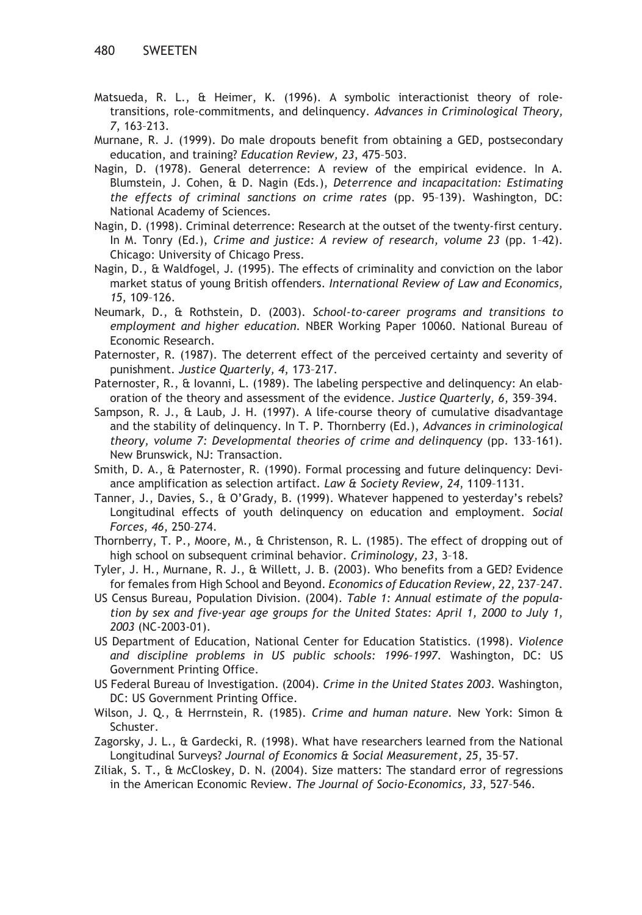Matsueda, R. L., & Heimer, K. (1996). A symbolic interactionist theory of role-transitions, role-commitments, and delinquency. *Advances in Criminological Theory, 7*, 163–213.

Murnane, R. J. (1999). Do male dropouts benefit from obtaining a GED, postsecondary education, and training? *Education Review, 23*, 475–503.

Nagin, D. (1978). General deterrence: A review of the empirical evidence. In A. Blumstein, J. Cohen, & D. Nagin (Eds.), *Deterrence and incapacitation: Estimating the effects of criminal sanctions on crime rates* (pp. 95–139). Washington, DC: National Academy of Sciences.

Nagin, D. (1998). Criminal deterrence: Research at the outset of the twenty-first century. In M. Tonry (Ed.), *Crime and justice: A review of research, volume 23* (pp. 1–42). Chicago: University of Chicago Press.

Nagin, D., & Waldfogel, J. (1995). The effects of criminality and conviction on the labor market status of young British offenders. *International Review of Law and Economics, 15*, 109–126.

Neumark, D., & Rothstein, D. (2003). *School-to-career programs and transitions to employment and higher education*. NBER Working Paper 10060. National Bureau of Economic Research.

Paternoster, R. (1987). The deterrent effect of the perceived certainty and severity of punishment. *Justice Quarterly, 4*, 173–217.

Paternoster, R., & Iovanni, L. (1989). The labeling perspective and delinquency: An elaboration of the theory and assessment of the evidence. *Justice Quarterly, 6*, 359–394.

Sampson, R. J., & Laub, J. H. (1997). A life-course theory of cumulative disadvantage and the stability of delinquency. In T. P. Thornberry (Ed.), *Advances in criminological theory, volume 7: Developmental theories of crime and delinquency* (pp. 133–161). New Brunswick, NJ: Transaction.

Smith, D. A., & Paternoster, R. (1990). Formal processing and future delinquency: Deviance amplification as selection artifact. *Law & Society Review, 24*, 1109–1131.

Tanner, J., Davies, S., & O'Grady, B. (1999). Whatever happened to yesterday's rebels? Longitudinal effects of youth delinquency on education and employment. *Social Forces, 46*, 250–274.

Thornberry, T. P., Moore, M., & Christenson, R. L. (1985). The effect of dropping out of high school on subsequent criminal behavior. *Criminology, 23*, 3–18.

Tyler, J. H., Murnane, R. J., & Willett, J. B. (2003). Who benefits from a GED? Evidence for females from High School and Beyond. *Economics of Education Review, 22*, 237–247.

US Census Bureau, Population Division. (2004). *Table 1: Annual estimate of the population by sex and five-year age groups for the United States: April 1, 2000 to July 1, 2003* (NC-2003-01).

US Department of Education, National Center for Education Statistics. (1998). *Violence and discipline problems in US public schools: 1996–1997*. Washington, DC: US Government Printing Office.

US Federal Bureau of Investigation. (2004). *Crime in the United States 2003.* Washington, DC: US Government Printing Office.

Wilson, J. Q., & Herrnstein, R. (1985). *Crime and human nature*. New York: Simon & Schuster.

Zagorsky, J. L., & Gardecki, R. (1998). What have researchers learned from the National Longitudinal Surveys? *Journal of Economics & Social Measurement, 25*, 35–57.

Ziliak, S. T., & McCloskey, D. N. (2004). Size matters: The standard error of regressions in the American Economic Review. *The Journal of Socio-Economics, 33*, 527–546.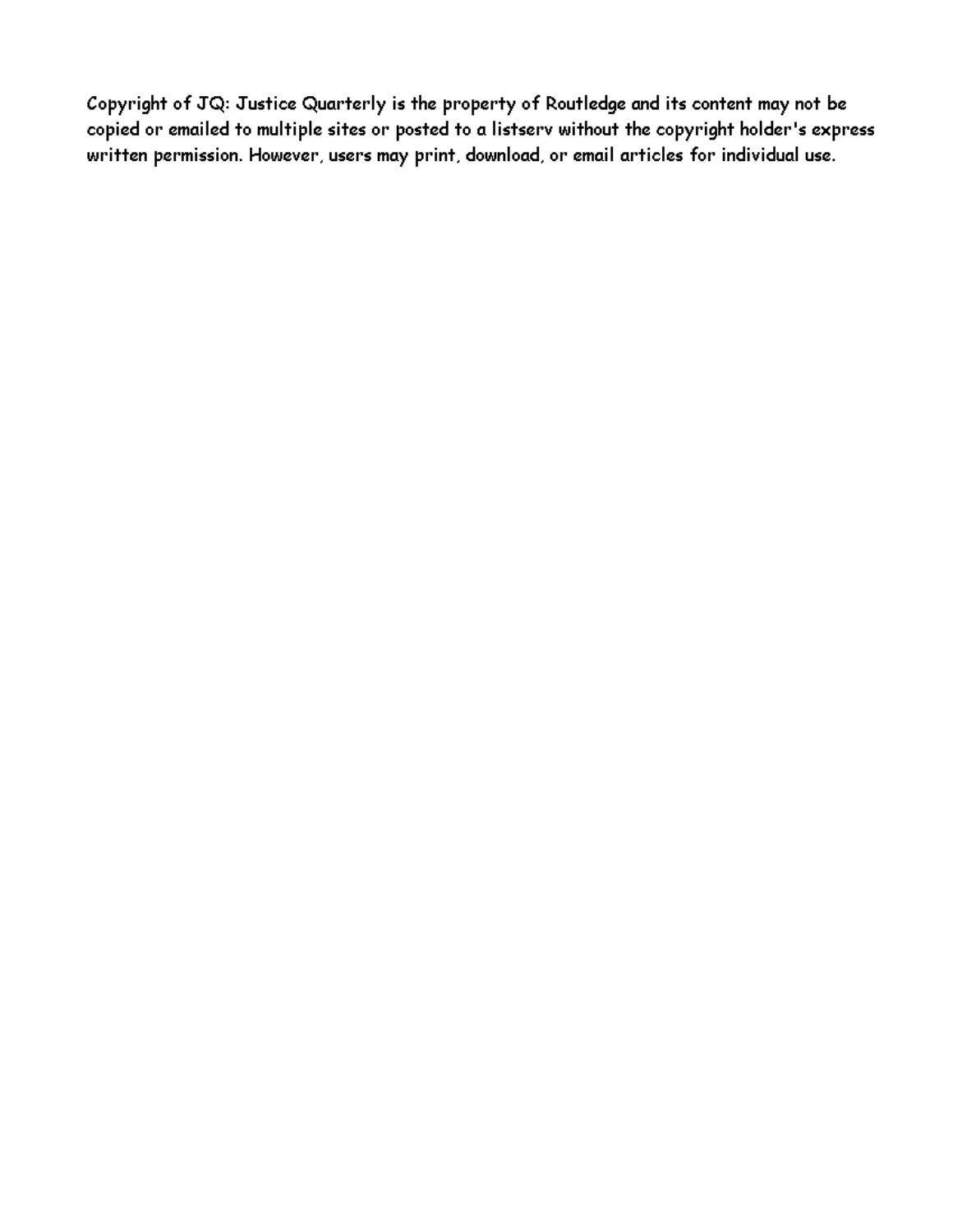Copyright of JQ: Justice Quarterly is the property of Routledge and its content may not be copied or emailed to multiple sites or posted to a listserv without the copyright holder's express written permission. However, users may print, download, or email articles for individual use.